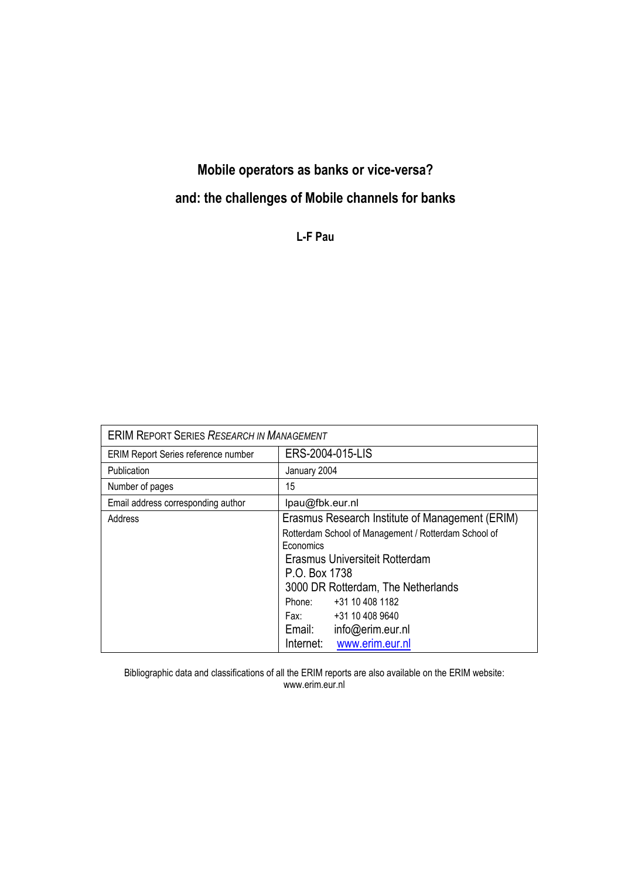# Mobile operators as banks or vice-versa?

## and: the challenges of Mobile channels for banks

**L-F Pau**

| ERIM REPORT SERIES *RESEARCH IN MANAGEMENT* | |
|---|---|
| ERIM Report Series reference number | ERS-2004-015-LIS |
| Publication | January 2004 |
| Number of pages | 15 |
| Email address corresponding author | lpau@fbk.eur.nl |
| Address | Erasmus Research Institute of Management (ERIM)<br>Rotterdam School of Management / Rotterdam School of Economics<br>Erasmus Universiteit Rotterdam<br>P.O. Box 1738<br>3000 DR Rotterdam, The Netherlands<br>Phone: +31 10 408 1182<br>Fax: +31 10 408 9640<br>Email: info@erim.eur.nl<br>Internet: www.erim.eur.nl |

Bibliographic data and classifications of all the ERIM reports are also available on the ERIM website:
www.erim.eur.nl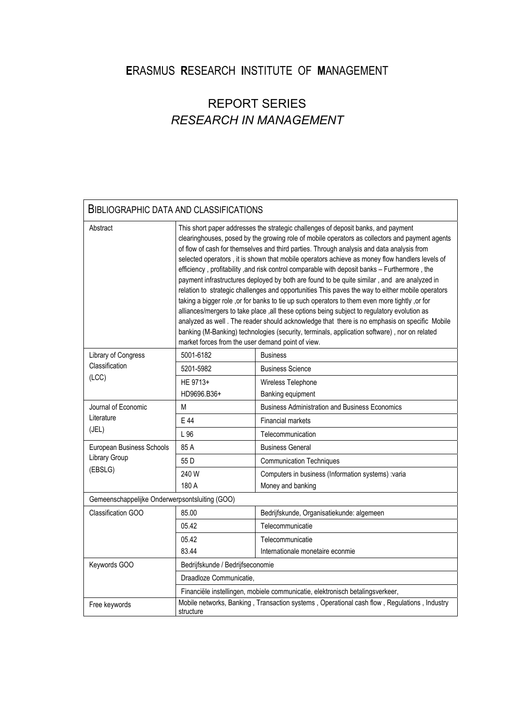# ERASMUS RESEARCH INSTITUTE OF MANAGEMENT

## REPORT SERIES
## *RESEARCH IN MANAGEMENT*

| BIBLIOGRAPHIC DATA AND CLASSIFICATIONS | | |
|---|---|---|
| Abstract | This short paper addresses the strategic challenges of deposit banks, and payment clearinghouses, posed by the growing role of mobile operators as collectors and payment agents of flow of cash for themselves and third parties. Through analysis and data analysis from selected operators , it is shown that mobile operators achieve as money flow handlers levels of efficiency , profitability ,and risk control comparable with deposit banks – Furthermore , the payment infrastructures deployed by both are found to be quite similar , and are analyzed in relation to strategic challenges and opportunities This paves the way to either mobile operators taking a bigger role ,or for banks to tie up such operators to them even more tightly ,or for alliances/mergers to take place ,all these options being subject to regulatory evolution as analyzed as well . The reader should acknowledge that there is no emphasis on specific Mobile banking (M-Banking) technologies (security, terminals, application software) , nor on related market forces from the user demand point of view. | |
| Library of Congress Classification (LCC) | 5001-6182 | Business |
| | 5201-5982 | Business Science |
| | HE 9713+<br>HD9696.B36+ | Wireless Telephone<br>Banking equipment |
| Journal of Economic Literature (JEL) | M | Business Administration and Business Economics |
| | E 44 | Financial markets |
| | L 96 | Telecommunication |
| European Business Schools Library Group (EBSLG) | 85 A | Business General |
| | 55 D | Communication Techniques |
| | 240 W<br>180 A | Computers in business (Information systems) :varia<br>Money and banking |
| Gemeenschappelijke Onderwerpsontsluiting (GOO) | | |
| Classification GOO | 85.00 | Bedrijfskunde, Organisatiekunde: algemeen |
| | 05.42 | Telecommunicatie |
| | 05.42<br>83.44 | Telecommunicatie<br>Internationale monetaire econmie |
| Keywords GOO | Bedrijfskunde / Bedrijfseconomie | |
| | Draadloze Communicatie, | |
| | Financiële instellingen, mobiele communicatie, elektronisch betalingsverkeer, | |
| Free keywords | Mobile networks, Banking , Transaction systems , Operational cash flow , Regulations , Industry structure | |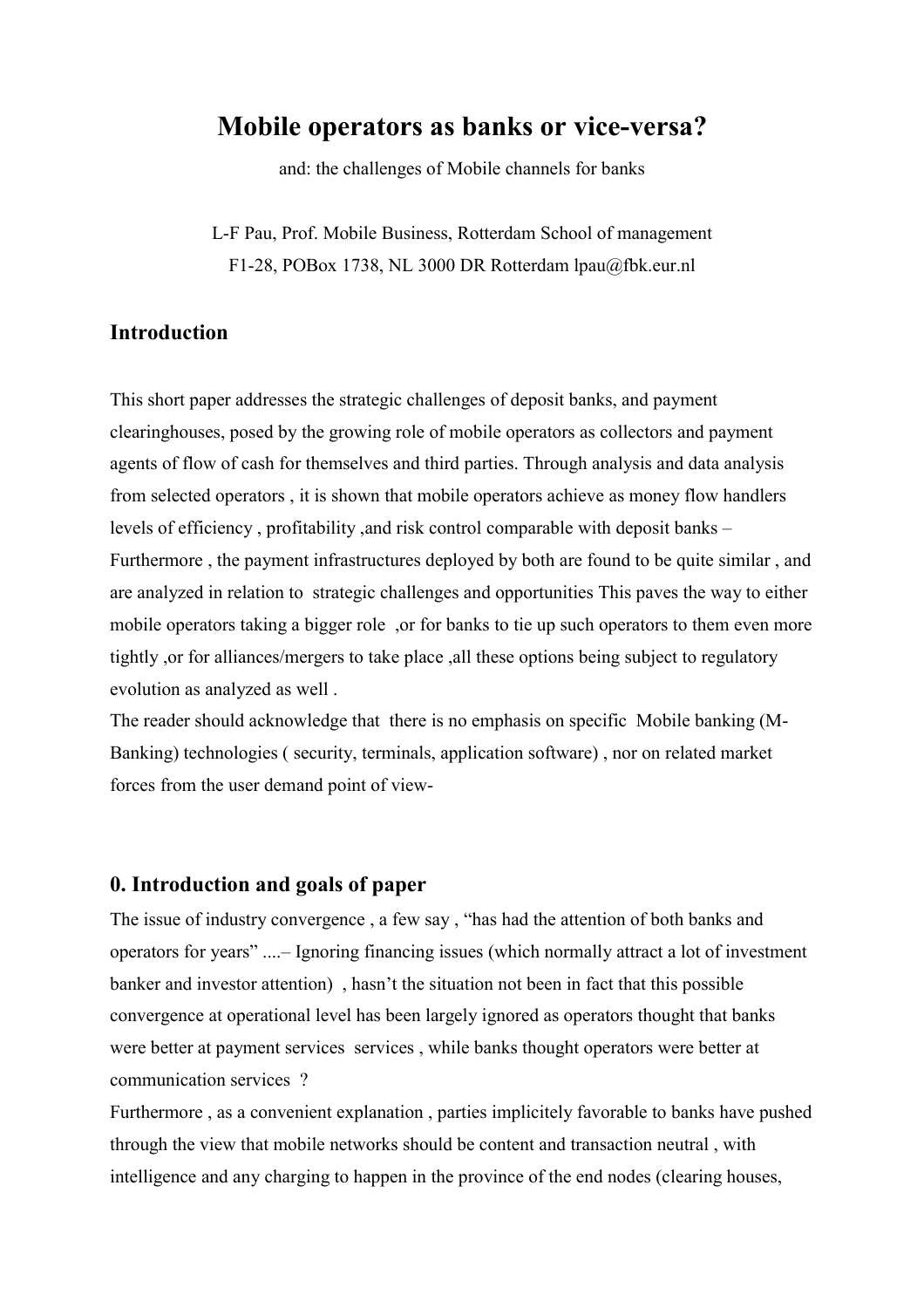# Mobile operators as banks or vice-versa?

and: the challenges of Mobile channels for banks

L-F Pau, Prof. Mobile Business, Rotterdam School of management
F1-28, POBox 1738, NL 3000 DR Rotterdam lpau@fbk.eur.nl

## Introduction

This short paper addresses the strategic challenges of deposit banks, and payment clearinghouses, posed by the growing role of mobile operators as collectors and payment agents of flow of cash for themselves and third parties. Through analysis and data analysis from selected operators , it is shown that mobile operators achieve as money flow handlers levels of efficiency , profitability ,and risk control comparable with deposit banks – Furthermore , the payment infrastructures deployed by both are found to be quite similar , and are analyzed in relation to strategic challenges and opportunities This paves the way to either mobile operators taking a bigger role ,or for banks to tie up such operators to them even more tightly ,or for alliances/mergers to take place ,all these options being subject to regulatory evolution as analyzed as well .
The reader should acknowledge that there is no emphasis on specific Mobile banking (M-Banking) technologies ( security, terminals, application software) , nor on related market forces from the user demand point of view-

## 0. Introduction and goals of paper

The issue of industry convergence , a few say , "has had the attention of both banks and operators for years" ....– Ignoring financing issues (which normally attract a lot of investment banker and investor attention) , hasn't the situation not been in fact that this possible convergence at operational level has been largely ignored as operators thought that banks were better at payment services services , while banks thought operators were better at communication services ?
Furthermore , as a convenient explanation , parties implicitely favorable to banks have pushed through the view that mobile networks should be content and transaction neutral , with intelligence and any charging to happen in the province of the end nodes (clearing houses,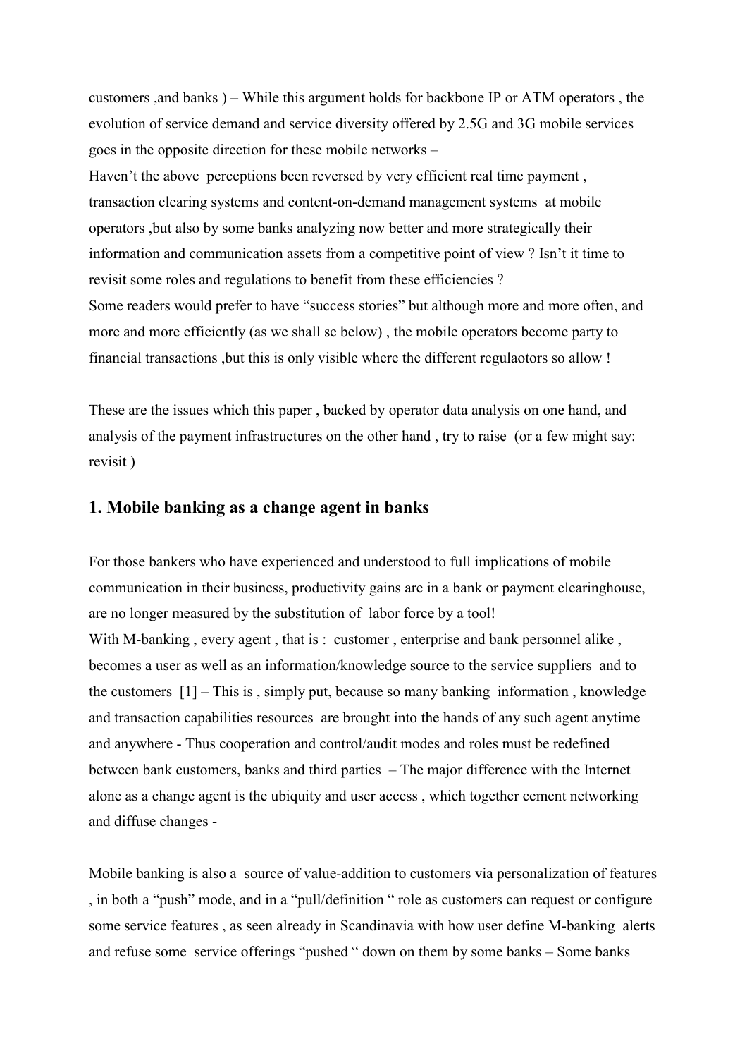customers ,and banks ) – While this argument holds for backbone IP or ATM operators , the evolution of service demand and service diversity offered by 2.5G and 3G mobile services goes in the opposite direction for these mobile networks –

Haven't the above perceptions been reversed by very efficient real time payment , transaction clearing systems and content-on-demand management systems at mobile operators ,but also by some banks analyzing now better and more strategically their information and communication assets from a competitive point of view ? Isn't it time to revisit some roles and regulations to benefit from these efficiencies ?

Some readers would prefer to have "success stories" but although more and more often, and more and more efficiently (as we shall se below) , the mobile operators become party to financial transactions ,but this is only visible where the different regulaotors so allow !

These are the issues which this paper , backed by operator data analysis on one hand, and analysis of the payment infrastructures on the other hand , try to raise (or a few might say: revisit )

## 1. Mobile banking as a change agent in banks

For those bankers who have experienced and understood to full implications of mobile communication in their business, productivity gains are in a bank or payment clearinghouse, are no longer measured by the substitution of labor force by a tool!

With M-banking , every agent , that is : customer , enterprise and bank personnel alike , becomes a user as well as an information/knowledge source to the service suppliers and to the customers [1] – This is , simply put, because so many banking information , knowledge and transaction capabilities resources are brought into the hands of any such agent anytime and anywhere - Thus cooperation and control/audit modes and roles must be redefined between bank customers, banks and third parties – The major difference with the Internet alone as a change agent is the ubiquity and user access , which together cement networking and diffuse changes -

Mobile banking is also a source of value-addition to customers via personalization of features , in both a "push" mode, and in a "pull/definition " role as customers can request or configure some service features , as seen already in Scandinavia with how user define M-banking alerts and refuse some service offerings "pushed " down on them by some banks – Some banks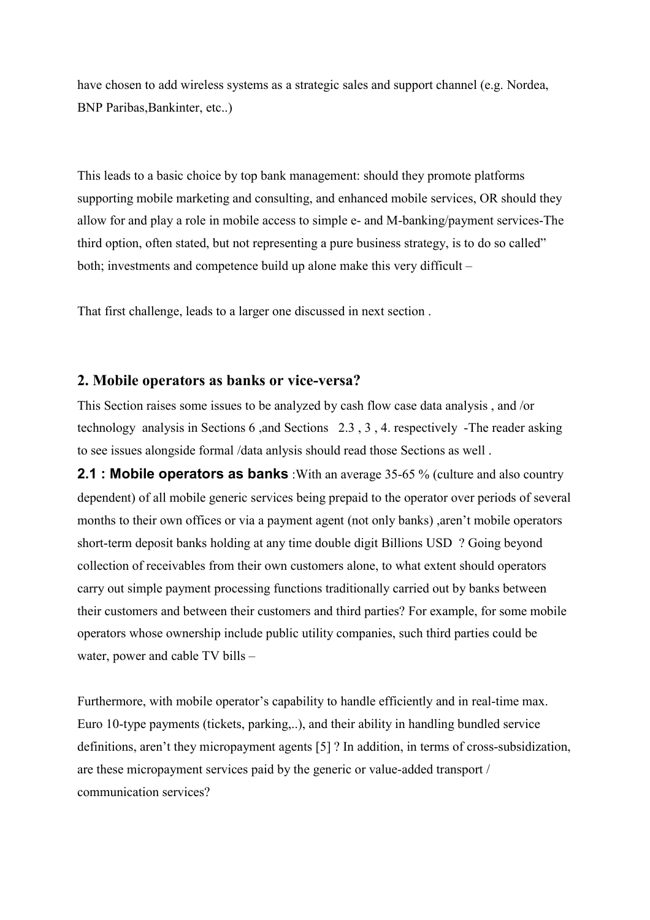have chosen to add wireless systems as a strategic sales and support channel (e.g. Nordea, BNP Paribas,Bankinter, etc..)

This leads to a basic choice by top bank management: should they promote platforms supporting mobile marketing and consulting, and enhanced mobile services, OR should they allow for and play a role in mobile access to simple e- and M-banking/payment services-The third option, often stated, but not representing a pure business strategy, is to do so called" both; investments and competence build up alone make this very difficult –

That first challenge, leads to a larger one discussed in next section .

## 2. Mobile operators as banks or vice-versa?

This Section raises some issues to be analyzed by cash flow case data analysis , and /or technology analysis in Sections 6 ,and Sections 2.3 , 3 , 4. respectively -The reader asking to see issues alongside formal /data anlysis should read those Sections as well .

**2.1 : Mobile operators as banks** :With an average 35-65 % (culture and also country dependent) of all mobile generic services being prepaid to the operator over periods of several months to their own offices or via a payment agent (not only banks) ,aren't mobile operators short-term deposit banks holding at any time double digit Billions USD ? Going beyond collection of receivables from their own customers alone, to what extent should operators carry out simple payment processing functions traditionally carried out by banks between their customers and between their customers and third parties? For example, for some mobile operators whose ownership include public utility companies, such third parties could be water, power and cable TV bills –

Furthermore, with mobile operator's capability to handle efficiently and in real-time max. Euro 10-type payments (tickets, parking,..), and their ability in handling bundled service definitions, aren't they micropayment agents [5] ? In addition, in terms of cross-subsidization, are these micropayment services paid by the generic or value-added transport / communication services?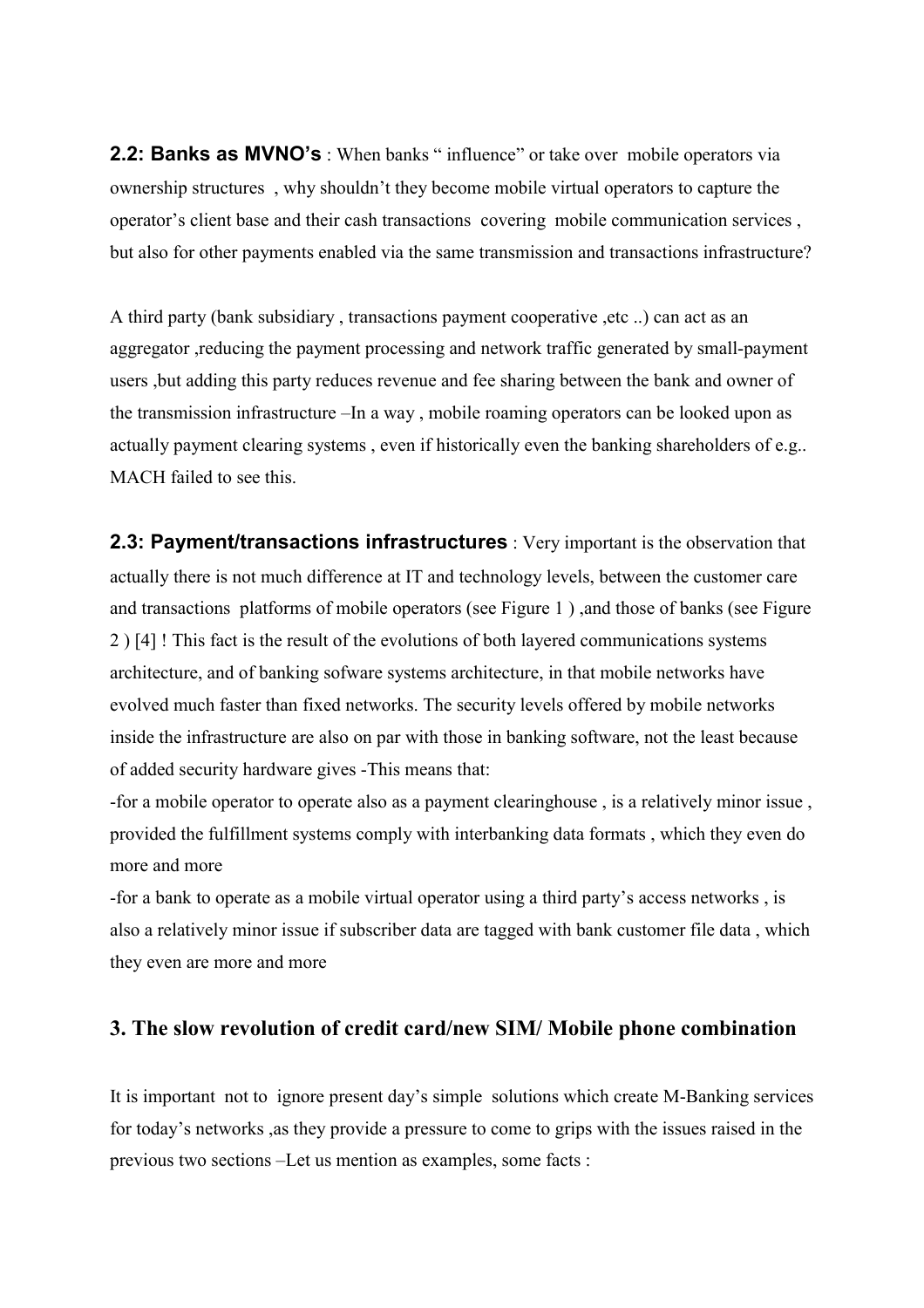**2.2: Banks as MVNO's** : When banks " influence" or take over mobile operators via ownership structures , why shouldn't they become mobile virtual operators to capture the operator's client base and their cash transactions covering mobile communication services , but also for other payments enabled via the same transmission and transactions infrastructure?

A third party (bank subsidiary , transactions payment cooperative ,etc ..) can act as an aggregator ,reducing the payment processing and network traffic generated by small-payment users ,but adding this party reduces revenue and fee sharing between the bank and owner of the transmission infrastructure –In a way , mobile roaming operators can be looked upon as actually payment clearing systems , even if historically even the banking shareholders of e.g.. MACH failed to see this.

**2.3: Payment/transactions infrastructures** : Very important is the observation that actually there is not much difference at IT and technology levels, between the customer care and transactions platforms of mobile operators (see Figure 1 ) ,and those of banks (see Figure 2 ) [4] ! This fact is the result of the evolutions of both layered communications systems architecture, and of banking sofware systems architecture, in that mobile networks have evolved much faster than fixed networks. The security levels offered by mobile networks inside the infrastructure are also on par with those in banking software, not the least because of added security hardware gives -This means that:

-for a mobile operator to operate also as a payment clearinghouse , is a relatively minor issue , provided the fulfillment systems comply with interbanking data formats , which they even do more and more

-for a bank to operate as a mobile virtual operator using a third party's access networks , is also a relatively minor issue if subscriber data are tagged with bank customer file data , which they even are more and more

## 3. The slow revolution of credit card/new SIM/ Mobile phone combination

It is important not to ignore present day's simple solutions which create M-Banking services for today's networks ,as they provide a pressure to come to grips with the issues raised in the previous two sections –Let us mention as examples, some facts :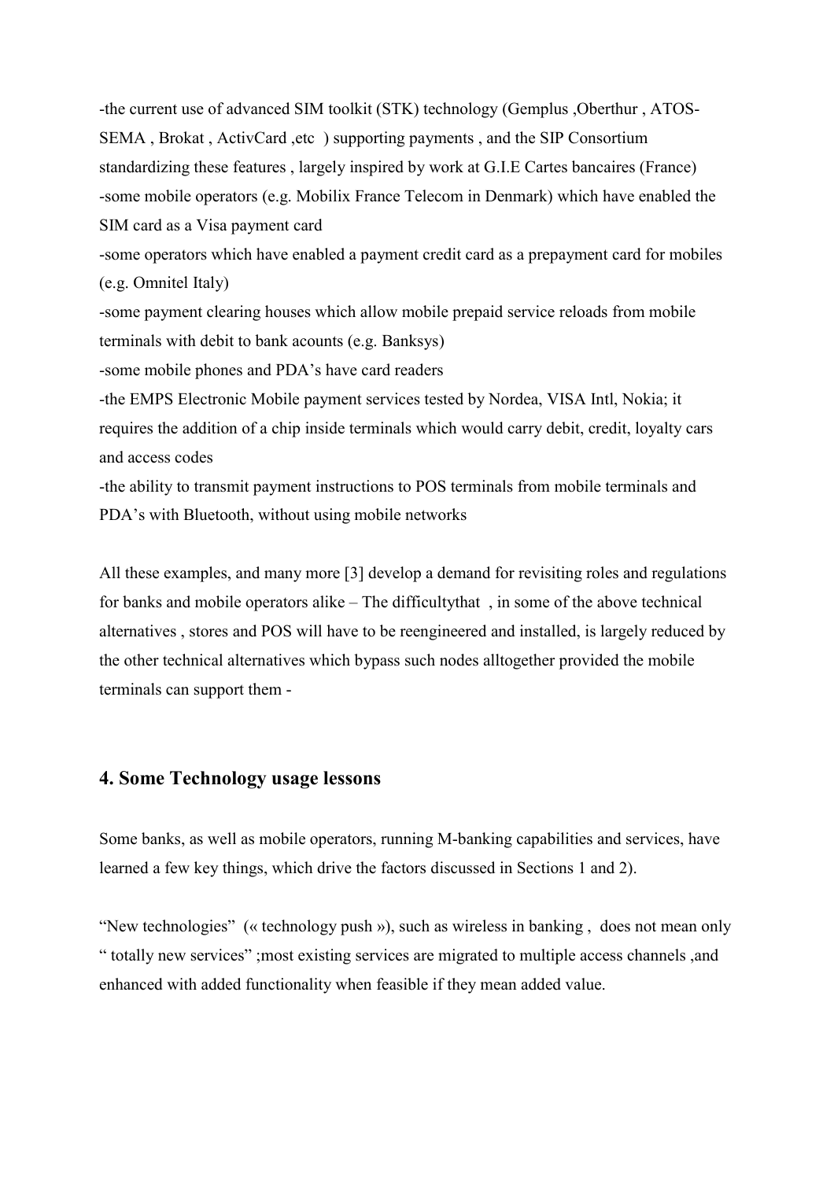-the current use of advanced SIM toolkit (STK) technology (Gemplus ,Oberthur , ATOS-SEMA , Brokat , ActivCard ,etc ) supporting payments , and the SIP Consortium standardizing these features , largely inspired by work at G.I.E Cartes bancaires (France)
-some mobile operators (e.g. Mobilix France Telecom in Denmark) which have enabled the SIM card as a Visa payment card
-some operators which have enabled a payment credit card as a prepayment card for mobiles (e.g. Omnitel Italy)
-some payment clearing houses which allow mobile prepaid service reloads from mobile terminals with debit to bank acounts (e.g. Banksys)
-some mobile phones and PDA's have card readers
-the EMPS Electronic Mobile payment services tested by Nordea, VISA Intl, Nokia; it requires the addition of a chip inside terminals which would carry debit, credit, loyalty cars and access codes
-the ability to transmit payment instructions to POS terminals from mobile terminals and PDA's with Bluetooth, without using mobile networks

All these examples, and many more [3] develop a demand for revisiting roles and regulations for banks and mobile operators alike – The difficultythat , in some of the above technical alternatives , stores and POS will have to be reengineered and installed, is largely reduced by the other technical alternatives which bypass such nodes alltogether provided the mobile terminals can support them -

## 4. Some Technology usage lessons

Some banks, as well as mobile operators, running M-banking capabilities and services, have learned a few key things, which drive the factors discussed in Sections 1 and 2).

"New technologies" (« technology push »), such as wireless in banking , does not mean only " totally new services" ;most existing services are migrated to multiple access channels ,and enhanced with added functionality when feasible if they mean added value.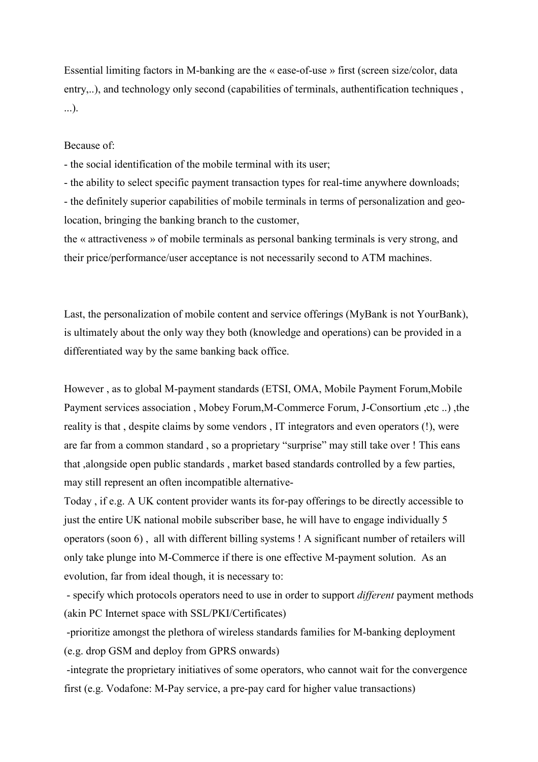Essential limiting factors in M-banking are the « ease-of-use » first (screen size/color, data entry,..), and technology only second (capabilities of terminals, authentification techniques , ...).

Because of:

- the social identification of the mobile terminal with its user;
- the ability to select specific payment transaction types for real-time anywhere downloads;
- the definitely superior capabilities of mobile terminals in terms of personalization and geo-location, bringing the banking branch to the customer,

the « attractiveness » of mobile terminals as personal banking terminals is very strong, and their price/performance/user acceptance is not necessarily second to ATM machines.

Last, the personalization of mobile content and service offerings (MyBank is not YourBank), is ultimately about the only way they both (knowledge and operations) can be provided in a differentiated way by the same banking back office.

However , as to global M-payment standards (ETSI, OMA, Mobile Payment Forum,Mobile Payment services association , Mobey Forum,M-Commerce Forum, J-Consortium ,etc ..) ,the reality is that , despite claims by some vendors , IT integrators and even operators (!), were are far from a common standard , so a proprietary "surprise" may still take over ! This eans that ,alongside open public standards , market based standards controlled by a few parties, may still represent an often incompatible alternative-

Today , if e.g. A UK content provider wants its for-pay offerings to be directly accessible to just the entire UK national mobile subscriber base, he will have to engage individually 5 operators (soon 6) , all with different billing systems ! A significant number of retailers will only take plunge into M-Commerce if there is one effective M-payment solution. As an evolution, far from ideal though, it is necessary to:

- specify which protocols operators need to use in order to support *different* payment methods (akin PC Internet space with SSL/PKI/Certificates)
- prioritize amongst the plethora of wireless standards families for M-banking deployment (e.g. drop GSM and deploy from GPRS onwards)
- integrate the proprietary initiatives of some operators, who cannot wait for the convergence first (e.g. Vodafone: M-Pay service, a pre-pay card for higher value transactions)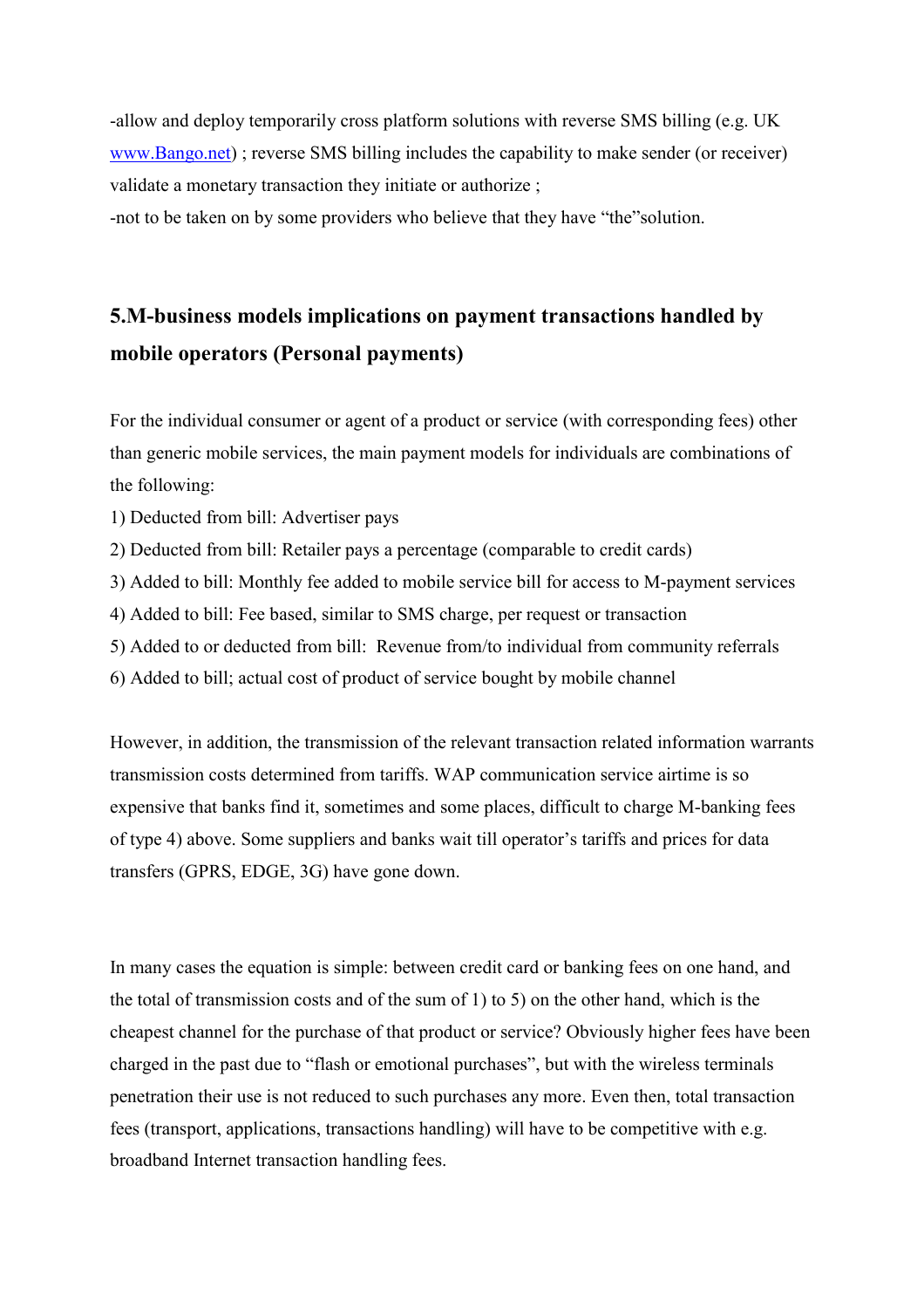-allow and deploy temporarily cross platform solutions with reverse SMS billing (e.g. UK [www.Bango.net](http://www.Bango.net)) ; reverse SMS billing includes the capability to make sender (or receiver) validate a monetary transaction they initiate or authorize ;

-not to be taken on by some providers who believe that they have "the"solution.

## 5.M-business models implications on payment transactions handled by mobile operators (Personal payments)

For the individual consumer or agent of a product or service (with corresponding fees) other than generic mobile services, the main payment models for individuals are combinations of the following:

1) Deducted from bill: Advertiser pays
2) Deducted from bill: Retailer pays a percentage (comparable to credit cards)
3) Added to bill: Monthly fee added to mobile service bill for access to M-payment services
4) Added to bill: Fee based, similar to SMS charge, per request or transaction
5) Added to or deducted from bill: Revenue from/to individual from community referrals
6) Added to bill; actual cost of product of service bought by mobile channel

However, in addition, the transmission of the relevant transaction related information warrants transmission costs determined from tariffs. WAP communication service airtime is so expensive that banks find it, sometimes and some places, difficult to charge M-banking fees of type 4) above. Some suppliers and banks wait till operator's tariffs and prices for data transfers (GPRS, EDGE, 3G) have gone down.

In many cases the equation is simple: between credit card or banking fees on one hand, and the total of transmission costs and of the sum of 1) to 5) on the other hand, which is the cheapest channel for the purchase of that product or service? Obviously higher fees have been charged in the past due to "flash or emotional purchases", but with the wireless terminals penetration their use is not reduced to such purchases any more. Even then, total transaction fees (transport, applications, transactions handling) will have to be competitive with e.g. broadband Internet transaction handling fees.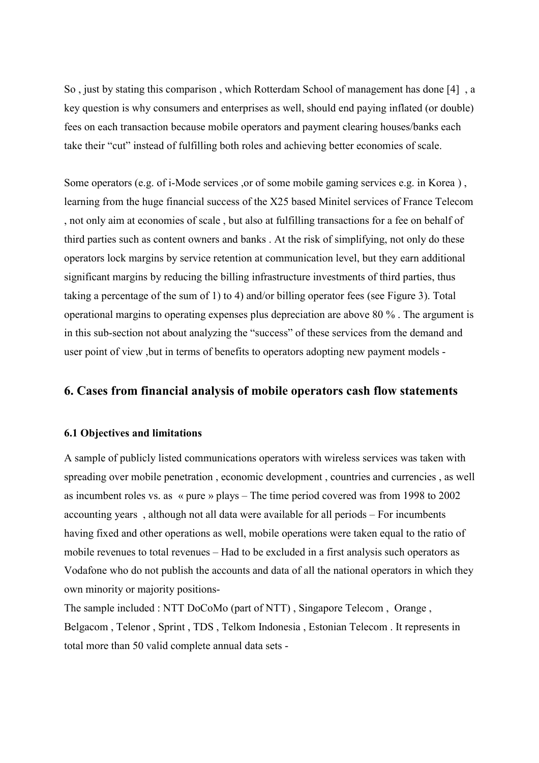So , just by stating this comparison , which Rotterdam School of management has done [4] , a key question is why consumers and enterprises as well, should end paying inflated (or double) fees on each transaction because mobile operators and payment clearing houses/banks each take their "cut" instead of fulfilling both roles and achieving better economies of scale.

Some operators (e.g. of i-Mode services ,or of some mobile gaming services e.g. in Korea ) , learning from the huge financial success of the X25 based Minitel services of France Telecom , not only aim at economies of scale , but also at fulfilling transactions for a fee on behalf of third parties such as content owners and banks . At the risk of simplifying, not only do these operators lock margins by service retention at communication level, but they earn additional significant margins by reducing the billing infrastructure investments of third parties, thus taking a percentage of the sum of 1) to 4) and/or billing operator fees (see Figure 3). Total operational margins to operating expenses plus depreciation are above 80 % . The argument is in this sub-section not about analyzing the "success" of these services from the demand and user point of view ,but in terms of benefits to operators adopting new payment models -

## 6. Cases from financial analysis of mobile operators cash flow statements

### 6.1 Objectives and limitations

A sample of publicly listed communications operators with wireless services was taken with spreading over mobile penetration , economic development , countries and currencies , as well as incumbent roles vs. as « pure » plays – The time period covered was from 1998 to 2002 accounting years , although not all data were available for all periods – For incumbents having fixed and other operations as well, mobile operations were taken equal to the ratio of mobile revenues to total revenues – Had to be excluded in a first analysis such operators as Vodafone who do not publish the accounts and data of all the national operators in which they own minority or majority positions-

The sample included : NTT DoCoMo (part of NTT) , Singapore Telecom , Orange , Belgacom , Telenor , Sprint , TDS , Telkom Indonesia , Estonian Telecom . It represents in total more than 50 valid complete annual data sets -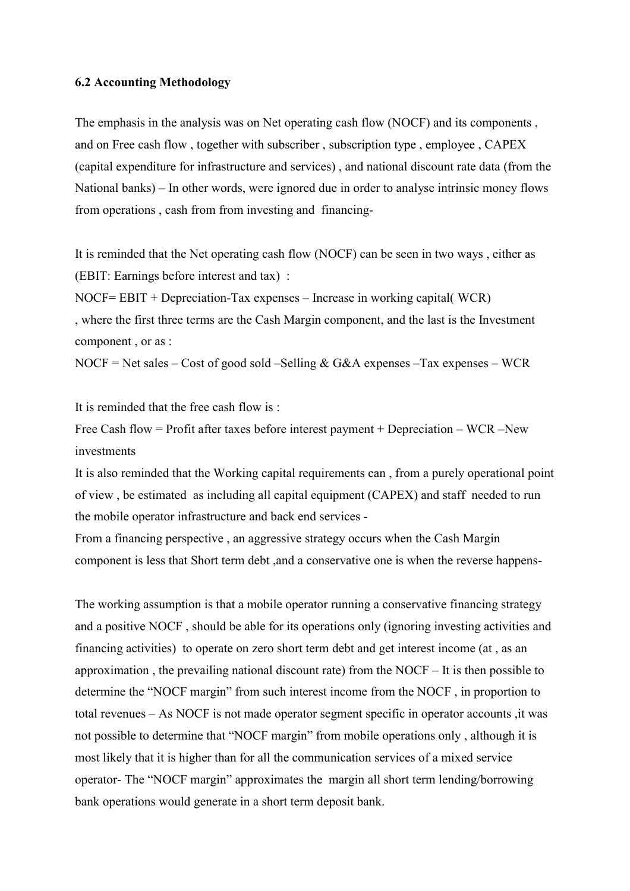**6.2 Accounting Methodology**

The emphasis in the analysis was on Net operating cash flow (NOCF) and its components , and on Free cash flow , together with subscriber , subscription type , employee , CAPEX (capital expenditure for infrastructure and services) , and national discount rate data (from the National banks) – In other words, were ignored due in order to analyse intrinsic money flows from operations , cash from from investing and financing-

It is reminded that the Net operating cash flow (NOCF) can be seen in two ways , either as (EBIT: Earnings before interest and tax) :

NOCF= EBIT + Depreciation-Tax expenses – Increase in working capital( WCR)

, where the first three terms are the Cash Margin component, and the last is the Investment component , or as :

NOCF = Net sales – Cost of good sold –Selling & G&A expenses –Tax expenses – WCR

It is reminded that the free cash flow is :

Free Cash flow = Profit after taxes before interest payment + Depreciation – WCR –New investments

It is also reminded that the Working capital requirements can , from a purely operational point of view , be estimated as including all capital equipment (CAPEX) and staff needed to run the mobile operator infrastructure and back end services -

From a financing perspective , an aggressive strategy occurs when the Cash Margin component is less that Short term debt ,and a conservative one is when the reverse happens-

The working assumption is that a mobile operator running a conservative financing strategy and a positive NOCF , should be able for its operations only (ignoring investing activities and financing activities) to operate on zero short term debt and get interest income (at , as an approximation , the prevailing national discount rate) from the NOCF – It is then possible to determine the "NOCF margin" from such interest income from the NOCF , in proportion to total revenues – As NOCF is not made operator segment specific in operator accounts ,it was not possible to determine that "NOCF margin" from mobile operations only , although it is most likely that it is higher than for all the communication services of a mixed service operator- The "NOCF margin" approximates the margin all short term lending/borrowing bank operations would generate in a short term deposit bank.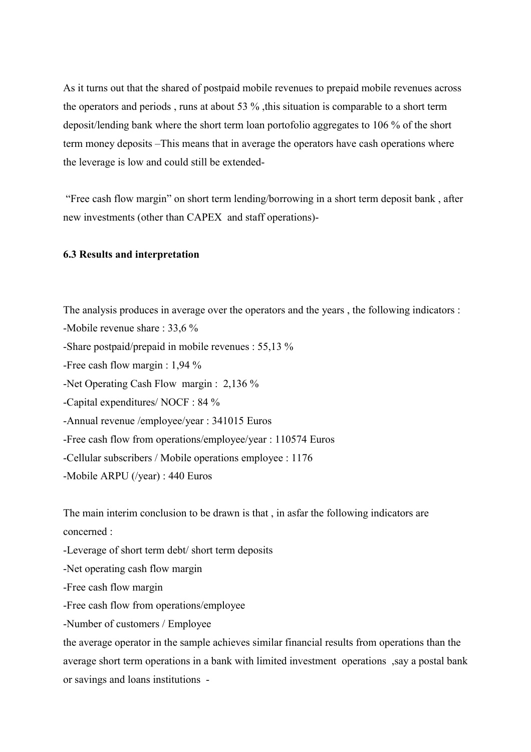As it turns out that the shared of postpaid mobile revenues to prepaid mobile revenues across the operators and periods , runs at about 53 % ,this situation is comparable to a short term deposit/lending bank where the short term loan portofolio aggregates to 106 % of the short term money deposits –This means that in average the operators have cash operations where the leverage is low and could still be extended-

"Free cash flow margin" on short term lending/borrowing in a short term deposit bank , after new investments (other than CAPEX and staff operations)-

**6.3 Results and interpretation**

The analysis produces in average over the operators and the years , the following indicators :

-Mobile revenue share : 33,6 %

-Share postpaid/prepaid in mobile revenues : 55,13 %

-Free cash flow margin : 1,94 %

-Net Operating Cash Flow margin : 2,136 %

-Capital expenditures/ NOCF : 84 %

-Annual revenue /employee/year : 341015 Euros

-Free cash flow from operations/employee/year : 110574 Euros

-Cellular subscribers / Mobile operations employee : 1176

-Mobile ARPU (/year) : 440 Euros

The main interim conclusion to be drawn is that , in asfar the following indicators are concerned :

-Leverage of short term debt/ short term deposits

-Net operating cash flow margin

-Free cash flow margin

-Free cash flow from operations/employee

-Number of customers / Employee

the average operator in the sample achieves similar financial results from operations than the average short term operations in a bank with limited investment operations ,say a postal bank or savings and loans institutions -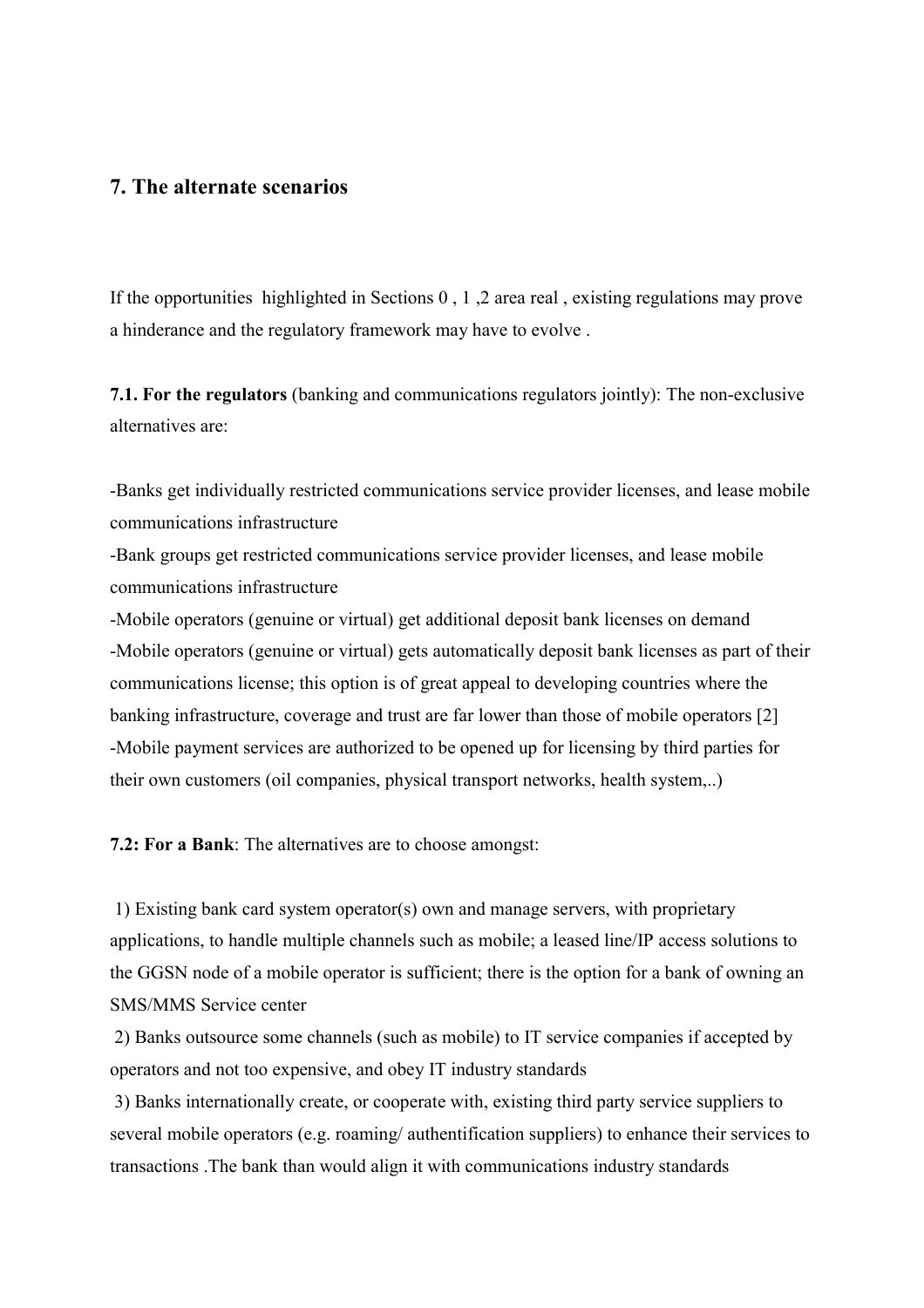## 7. The alternate scenarios

If the opportunities highlighted in Sections 0 , 1 ,2 area real , existing regulations may prove a hinderance and the regulatory framework may have to evolve .

**7.1. For the regulators** (banking and communications regulators jointly): The non-exclusive alternatives are:

-Banks get individually restricted communications service provider licenses, and lease mobile communications infrastructure
-Bank groups get restricted communications service provider licenses, and lease mobile communications infrastructure
-Mobile operators (genuine or virtual) get additional deposit bank licenses on demand
-Mobile operators (genuine or virtual) gets automatically deposit bank licenses as part of their communications license; this option is of great appeal to developing countries where the banking infrastructure, coverage and trust are far lower than those of mobile operators [2]
-Mobile payment services are authorized to be opened up for licensing by third parties for their own customers (oil companies, physical transport networks, health system,..)

**7.2: For a Bank**: The alternatives are to choose amongst:

1) Existing bank card system operator(s) own and manage servers, with proprietary applications, to handle multiple channels such as mobile; a leased line/IP access solutions to the GGSN node of a mobile operator is sufficient; there is the option for a bank of owning an SMS/MMS Service center
2) Banks outsource some channels (such as mobile) to IT service companies if accepted by operators and not too expensive, and obey IT industry standards
3) Banks internationally create, or cooperate with, existing third party service suppliers to several mobile operators (e.g. roaming/ authentification suppliers) to enhance their services to transactions .The bank than would align it with communications industry standards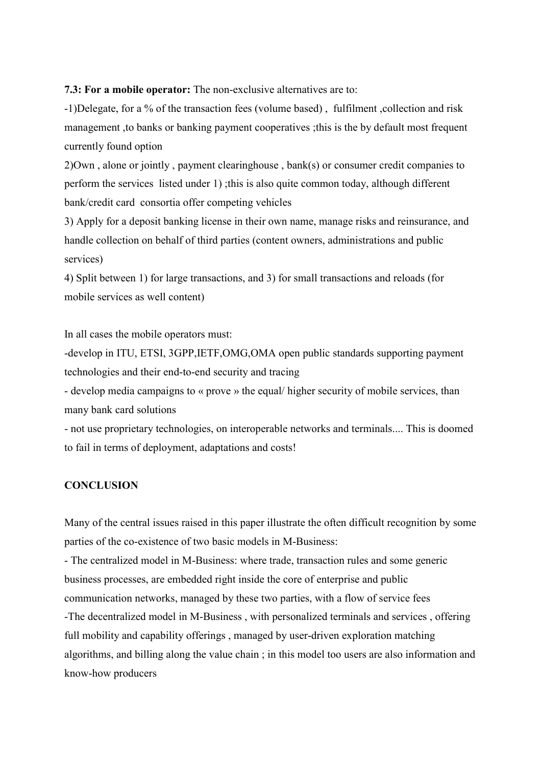**7.3: For a mobile operator:** The non-exclusive alternatives are to:

-1)Delegate, for a % of the transaction fees (volume based) , fulfilment ,collection and risk management ,to banks or banking payment cooperatives ;this is the by default most frequent currently found option

2)Own , alone or jointly , payment clearinghouse , bank(s) or consumer credit companies to perform the services listed under 1) ;this is also quite common today, although different bank/credit card consortia offer competing vehicles

3) Apply for a deposit banking license in their own name, manage risks and reinsurance, and handle collection on behalf of third parties (content owners, administrations and public services)

4) Split between 1) for large transactions, and 3) for small transactions and reloads (for mobile services as well content)

In all cases the mobile operators must:

-develop in ITU, ETSI, 3GPP,IETF,OMG,OMA open public standards supporting payment technologies and their end-to-end security and tracing

- develop media campaigns to « prove » the equal/ higher security of mobile services, than many bank card solutions

- not use proprietary technologies, on interoperable networks and terminals.... This is doomed to fail in terms of deployment, adaptations and costs!

**CONCLUSION**

Many of the central issues raised in this paper illustrate the often difficult recognition by some parties of the co-existence of two basic models in M-Business:

- The centralized model in M-Business: where trade, transaction rules and some generic business processes, are embedded right inside the core of enterprise and public communication networks, managed by these two parties, with a flow of service fees

-The decentralized model in M-Business , with personalized terminals and services , offering full mobility and capability offerings , managed by user-driven exploration matching algorithms, and billing along the value chain ; in this model too users are also information and know-how producers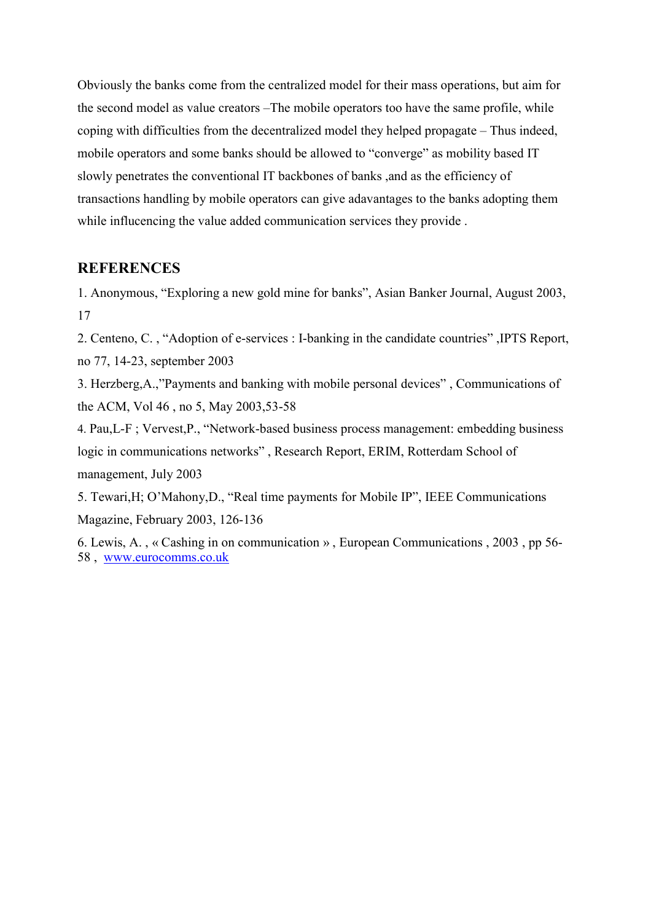Obviously the banks come from the centralized model for their mass operations, but aim for the second model as value creators –The mobile operators too have the same profile, while coping with difficulties from the decentralized model they helped propagate – Thus indeed, mobile operators and some banks should be allowed to "converge" as mobility based IT slowly penetrates the conventional IT backbones of banks ,and as the efficiency of transactions handling by mobile operators can give adavantages to the banks adopting them while influcencing the value added communication services they provide .

## REFERENCES

1. Anonymous, "Exploring a new gold mine for banks", Asian Banker Journal, August 2003, 17
2. Centeno, C. , "Adoption of e-services : I-banking in the candidate countries" ,IPTS Report, no 77, 14-23, september 2003
3. Herzberg,A.,"Payments and banking with mobile personal devices" , Communications of the ACM, Vol 46 , no 5, May 2003,53-58
4. Pau,L-F ; Vervest,P., "Network-based business process management: embedding business logic in communications networks" , Research Report, ERIM, Rotterdam School of management, July 2003
5. Tewari,H; O'Mahony,D., "Real time payments for Mobile IP", IEEE Communications Magazine, February 2003, 126-136
6. Lewis, A. , « Cashing in on communication » , European Communications , 2003 , pp 56-58 , www.eurocomms.co.uk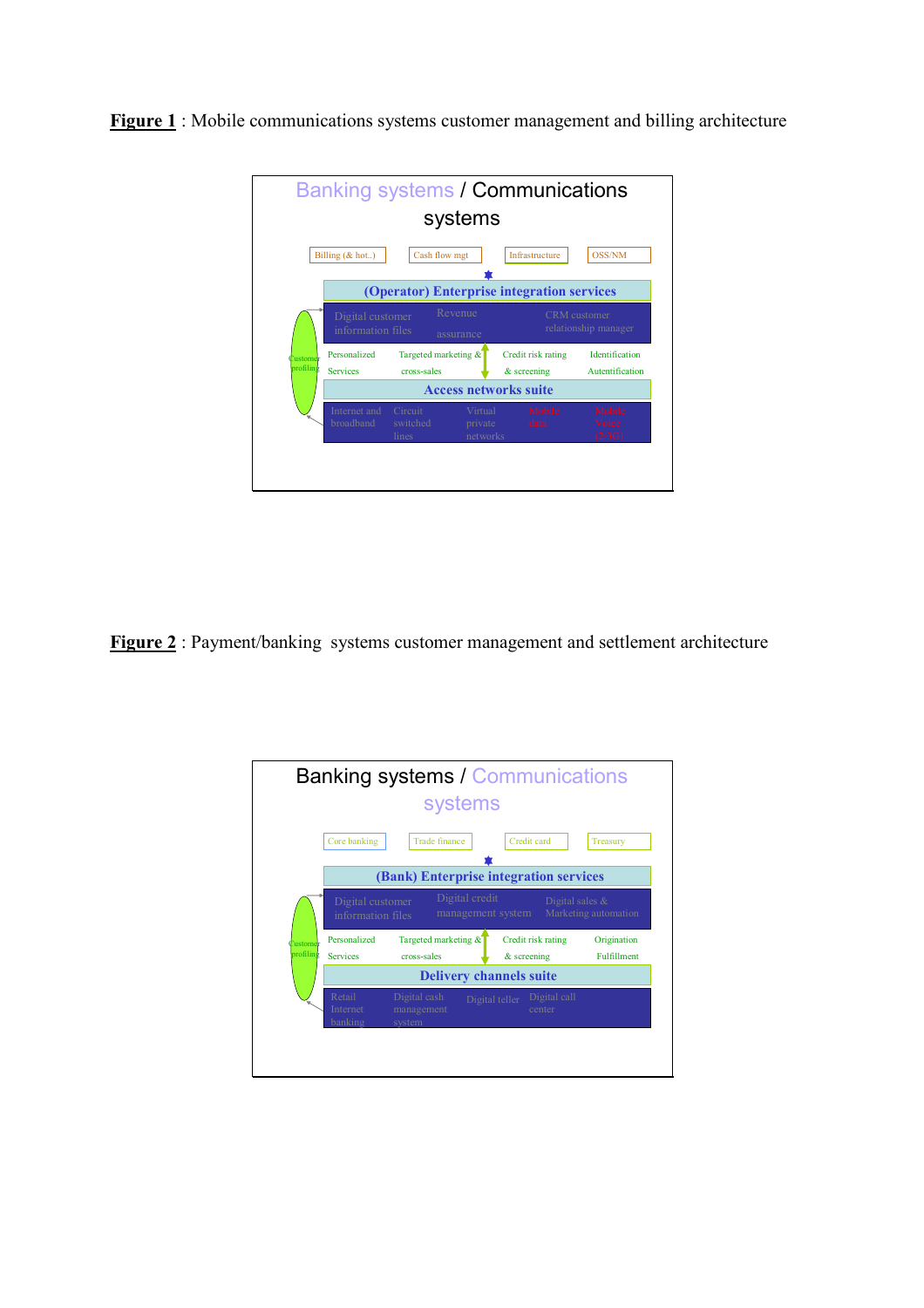**Figure 1** : Mobile communications systems customer management and billing architecture

Banking systems / Communications systems

Billing (& hot..) | Cash flow mgt | Infrastructure | OSS/NM

(Operator) Enterprise integration services

Digital customer information files | Revenue assurance | CRM customer relationship manager

Personalized Services | Targeted marketing & cross-sales | Credit risk rating & screening | Identification Autentification

Customer profiling

Access networks suite

Internet and broadband | Circuit switched lines | Virtual private networks | Mobile data | Mobile Voice (2/3G)

**Figure 2** : Payment/banking systems customer management and settlement architecture

Banking systems / Communications systems

Core banking | Trade finance | Credit card | Treasury

(Bank) Enterprise integration services

Digital customer information files | Digital credit management system | Digital sales & Marketing automation

Personalized Services | Targeted marketing & cross-sales | Credit risk rating & screening | Origination Fulfillment

Customer profiling

Delivery channels suite

Retail Internet banking | Digital cash management system | Digital teller | Digital call center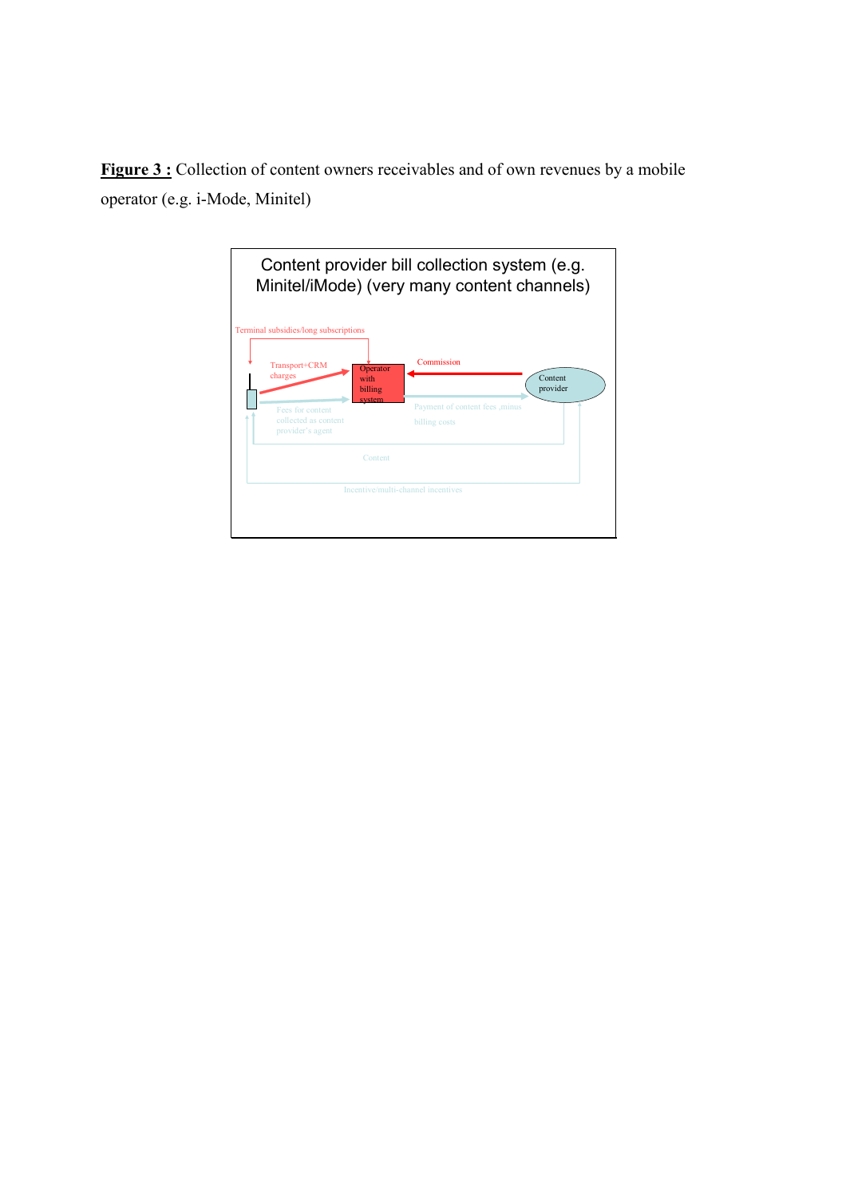**Figure 3 :** Collection of content owners receivables and of own revenues by a mobile operator (e.g. i-Mode, Minitel)

Content provider bill collection system (e.g. Minitel/iMode) (very many content channels)

Terminal subsidies/long subscriptions

Transport+CRM charges

Operator with billing system

Commission

Content provider

Fees for content collected as content provider's agent

Payment of content fees ,minus billing costs

Content

Incentive/multi-channel incentives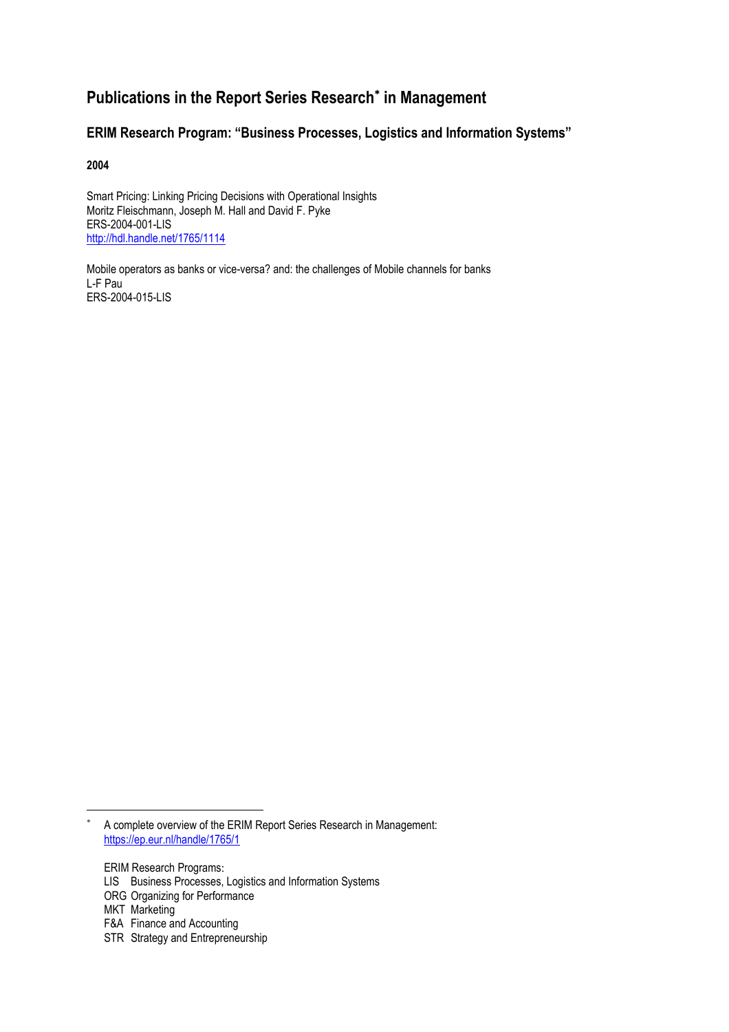# Publications in the Report Series Research* in Management

## ERIM Research Program: "Business Processes, Logistics and Information Systems"

**2004**

Smart Pricing: Linking Pricing Decisions with Operational Insights
Moritz Fleischmann, Joseph M. Hall and David F. Pyke
ERS-2004-001-LIS
http://hdl.handle.net/1765/1114

Mobile operators as banks or vice-versa? and: the challenges of Mobile channels for banks
L-F Pau
ERS-2004-015-LIS

---

* A complete overview of the ERIM Report Series Research in Management:
https://ep.eur.nl/handle/1765/1

ERIM Research Programs:
LIS Business Processes, Logistics and Information Systems
ORG Organizing for Performance
MKT Marketing
F&A Finance and Accounting
STR Strategy and Entrepreneurship